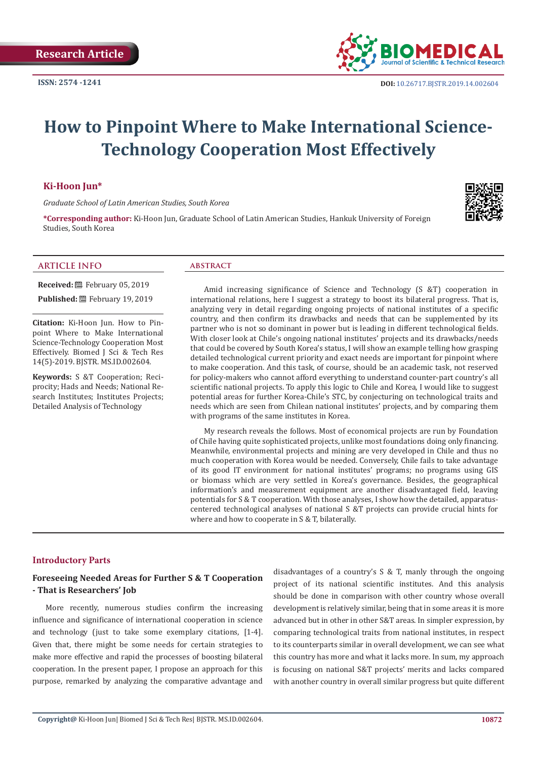Research Article

ISSN: 2574 -1241

DOI: 10.26717.BJSTR.2019.14.002604

# How to Pinpoint Where to Make International Science-Technology Cooperation Most Effectively

**Ki-Hoon Jun***

*Graduate School of Latin American Studies, South Korea*

***Corresponding author:** Ki-Hoon Jun, Graduate School of Latin American Studies, Hankuk University of Foreign Studies, South Korea

## ARTICLE INFO

**Received:** February 05, 2019

**Published:** February 19, 2019

**Citation:** Ki-Hoon Jun. How to Pinpoint Where to Make International Science-Technology Cooperation Most Effectively. Biomed J Sci & Tech Res 14(5)-2019. BJSTR. MS.ID.002604.

**Keywords:** S &T Cooperation; Reciprocity; Hads and Needs; National Research Institutes; Institutes Projects; Detailed Analysis of Technology

## ABSTRACT

Amid increasing significance of Science and Technology (S &T) cooperation in international relations, here I suggest a strategy to boost its bilateral progress. That is, analyzing very in detail regarding ongoing projects of national institutes of a specific country, and then confirm its drawbacks and needs that can be supplemented by its partner who is not so dominant in power but is leading in different technological fields. With closer look at Chile's ongoing national institutes' projects and its drawbacks/needs that could be covered by South Korea's status, I will show an example telling how grasping detailed technological current priority and exact needs are important for pinpoint where to make cooperation. And this task, of course, should be an academic task, not reserved for policy-makers who cannot afford everything to understand counter-part country's all scientific national projects. To apply this logic to Chile and Korea, I would like to suggest potential areas for further Korea-Chile's STC, by conjecturing on technological traits and needs which are seen from Chilean national institutes' projects, and by comparing them with programs of the same institutes in Korea.

My research reveals the follows. Most of economical projects are run by Foundation of Chile having quite sophisticated projects, unlike most foundations doing only financing. Meanwhile, environmental projects and mining are very developed in Chile and thus no much cooperation with Korea would be needed. Conversely, Chile fails to take advantage of its good IT environment for national institutes' programs; no programs using GIS or biomass which are very settled in Korea's governance. Besides, the geographical information's and measurement equipment are another disadvantaged field, leaving potentials for S & T cooperation. With those analyses, I show how the detailed, apparatus-centered technological analyses of national S &T projects can provide crucial hints for where and how to cooperate in S & T, bilaterally.

## Introductory Parts

### Foreseeing Needed Areas for Further S & T Cooperation - That is Researchers' Job

More recently, numerous studies confirm the increasing influence and significance of international cooperation in science and technology (just to take some exemplary citations, [1-4]. Given that, there might be some needs for certain strategies to make more effective and rapid the processes of boosting bilateral cooperation. In the present paper, I propose an approach for this purpose, remarked by analyzing the comparative advantage and disadvantages of a country's S & T, manly through the ongoing project of its national scientific institutes. And this analysis should be done in comparison with other country whose overall development is relatively similar, being that in some areas it is more advanced but in other in other S&T areas. In simpler expression, by comparing technological traits from national institutes, in respect to its counterparts similar in overall development, we can see what this country has more and what it lacks more. In sum, my approach is focusing on national S&T projects' merits and lacks compared with another country in overall similar progress but quite different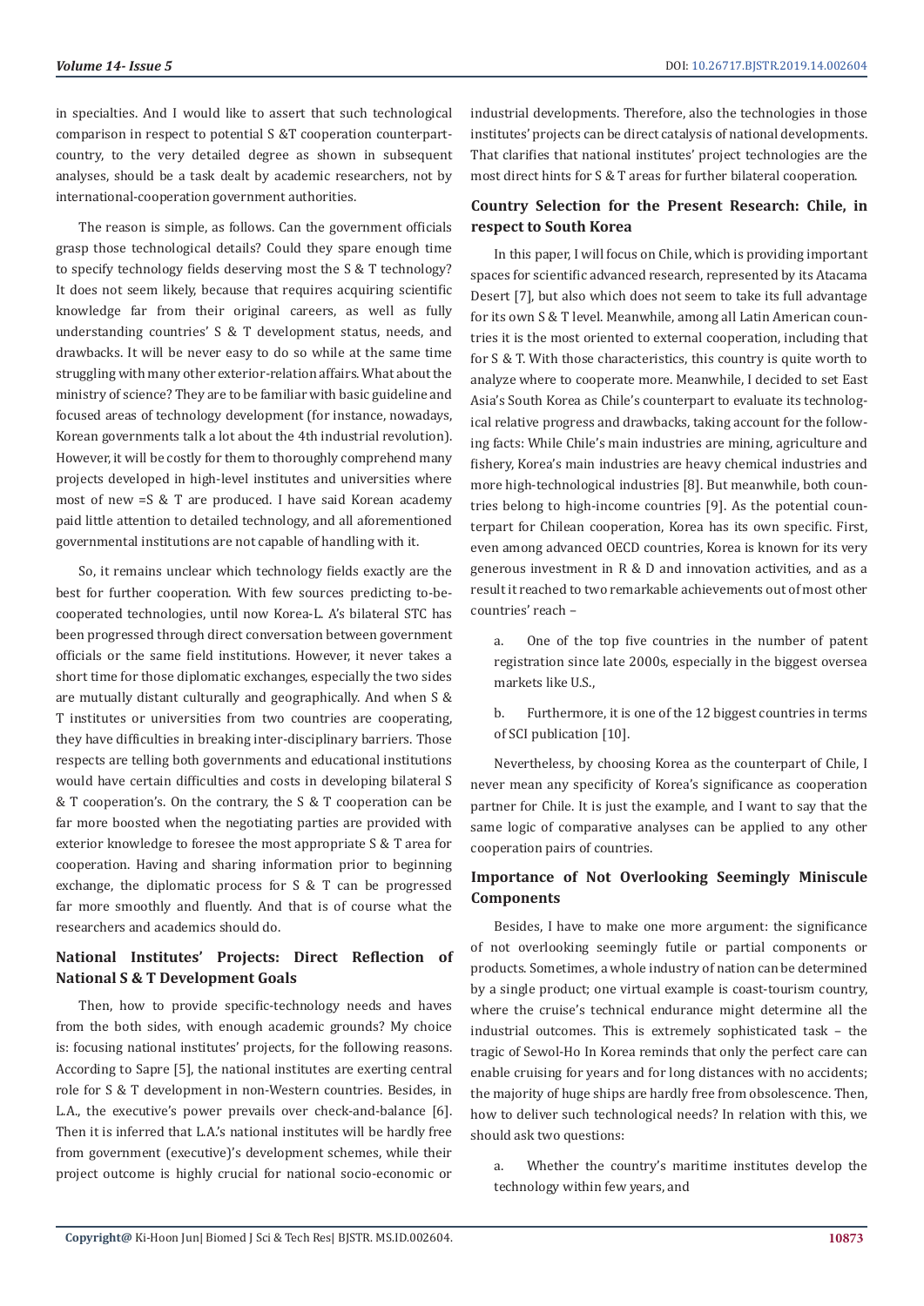in specialties. And I would like to assert that such technological comparison in respect to potential S &T cooperation counterpart-country, to the very detailed degree as shown in subsequent analyses, should be a task dealt by academic researchers, not by international-cooperation government authorities.

The reason is simple, as follows. Can the government officials grasp those technological details? Could they spare enough time to specify technology fields deserving most the S & T technology? It does not seem likely, because that requires acquiring scientific knowledge far from their original careers, as well as fully understanding countries' S & T development status, needs, and drawbacks. It will be never easy to do so while at the same time struggling with many other exterior-relation affairs. What about the ministry of science? They are to be familiar with basic guideline and focused areas of technology development (for instance, nowadays, Korean governments talk a lot about the 4th industrial revolution). However, it will be costly for them to thoroughly comprehend many projects developed in high-level institutes and universities where most of new =S & T are produced. I have said Korean academy paid little attention to detailed technology, and all aforementioned governmental institutions are not capable of handling with it.

So, it remains unclear which technology fields exactly are the best for further cooperation. With few sources predicting to-be-cooperated technologies, until now Korea-L. A's bilateral STC has been progressed through direct conversation between government officials or the same field institutions. However, it never takes a short time for those diplomatic exchanges, especially the two sides are mutually distant culturally and geographically. And when S & T institutes or universities from two countries are cooperating, they have difficulties in breaking inter-disciplinary barriers. Those respects are telling both governments and educational institutions would have certain difficulties and costs in developing bilateral S & T cooperation's. On the contrary, the S & T cooperation can be far more boosted when the negotiating parties are provided with exterior knowledge to foresee the most appropriate S & T area for cooperation. Having and sharing information prior to beginning exchange, the diplomatic process for S & T can be progressed far more smoothly and fluently. And that is of course what the researchers and academics should do.

## National Institutes' Projects: Direct Reflection of National S & T Development Goals

Then, how to provide specific-technology needs and haves from the both sides, with enough academic grounds? My choice is: focusing national institutes' projects, for the following reasons. According to Sapre [5], the national institutes are exerting central role for S & T development in non-Western countries. Besides, in L.A., the executive's power prevails over check-and-balance [6]. Then it is inferred that L.A.'s national institutes will be hardly free from government (executive)'s development schemes, while their project outcome is highly crucial for national socio-economic or industrial developments. Therefore, also the technologies in those institutes' projects can be direct catalysis of national developments. That clarifies that national institutes' project technologies are the most direct hints for S & T areas for further bilateral cooperation.

## Country Selection for the Present Research: Chile, in respect to South Korea

In this paper, I will focus on Chile, which is providing important spaces for scientific advanced research, represented by its Atacama Desert [7], but also which does not seem to take its full advantage for its own S & T level. Meanwhile, among all Latin American countries it is the most oriented to external cooperation, including that for S & T. With those characteristics, this country is quite worth to analyze where to cooperate more. Meanwhile, I decided to set East Asia's South Korea as Chile's counterpart to evaluate its technological relative progress and drawbacks, taking account for the following facts: While Chile's main industries are mining, agriculture and fishery, Korea's main industries are heavy chemical industries and more high-technological industries [8]. But meanwhile, both countries belong to high-income countries [9]. As the potential counterpart for Chilean cooperation, Korea has its own specific. First, even among advanced OECD countries, Korea is known for its very generous investment in R & D and innovation activities, and as a result it reached to two remarkable achievements out of most other countries' reach –

a. One of the top five countries in the number of patent registration since late 2000s, especially in the biggest oversea markets like U.S.,

b. Furthermore, it is one of the 12 biggest countries in terms of SCI publication [10].

Nevertheless, by choosing Korea as the counterpart of Chile, I never mean any specificity of Korea's significance as cooperation partner for Chile. It is just the example, and I want to say that the same logic of comparative analyses can be applied to any other cooperation pairs of countries.

## Importance of Not Overlooking Seemingly Miniscule Components

Besides, I have to make one more argument: the significance of not overlooking seemingly futile or partial components or products. Sometimes, a whole industry of nation can be determined by a single product; one virtual example is coast-tourism country, where the cruise's technical endurance might determine all the industrial outcomes. This is extremely sophisticated task – the tragic of Sewol-Ho In Korea reminds that only the perfect care can enable cruising for years and for long distances with no accidents; the majority of huge ships are hardly free from obsolescence. Then, how to deliver such technological needs? In relation with this, we should ask two questions:

a. Whether the country's maritime institutes develop the technology within few years, and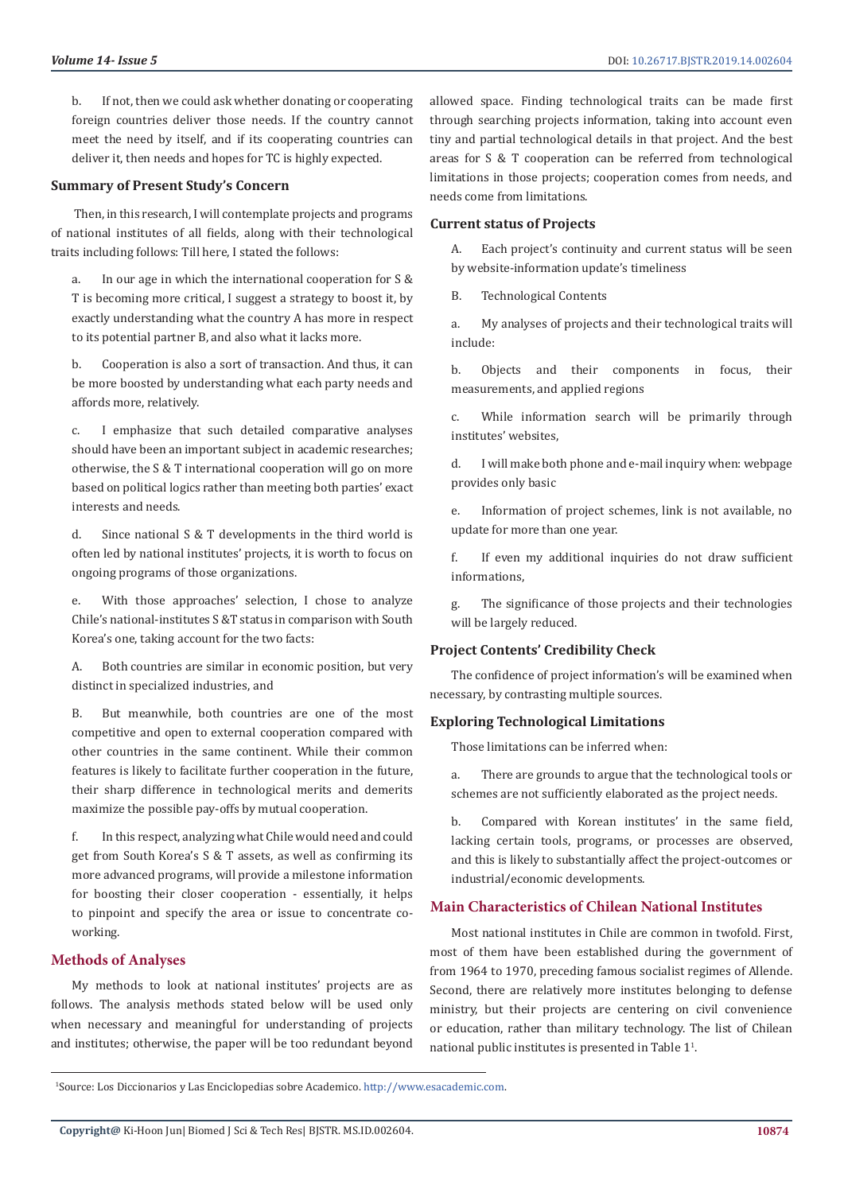b. If not, then we could ask whether donating or cooperating foreign countries deliver those needs. If the country cannot meet the need by itself, and if its cooperating countries can deliver it, then needs and hopes for TC is highly expected.

### Summary of Present Study's Concern

Then, in this research, I will contemplate projects and programs of national institutes of all fields, along with their technological traits including follows: Till here, I stated the follows:

a. In our age in which the international cooperation for S & T is becoming more critical, I suggest a strategy to boost it, by exactly understanding what the country A has more in respect to its potential partner B, and also what it lacks more.

b. Cooperation is also a sort of transaction. And thus, it can be more boosted by understanding what each party needs and affords more, relatively.

c. I emphasize that such detailed comparative analyses should have been an important subject in academic researches; otherwise, the S & T international cooperation will go on more based on political logics rather than meeting both parties' exact interests and needs.

d. Since national S & T developments in the third world is often led by national institutes' projects, it is worth to focus on ongoing programs of those organizations.

e. With those approaches' selection, I chose to analyze Chile's national-institutes S &T status in comparison with South Korea's one, taking account for the two facts:

A. Both countries are similar in economic position, but very distinct in specialized industries, and

B. But meanwhile, both countries are one of the most competitive and open to external cooperation compared with other countries in the same continent. While their common features is likely to facilitate further cooperation in the future, their sharp difference in technological merits and demerits maximize the possible pay-offs by mutual cooperation.

f. In this respect, analyzing what Chile would need and could get from South Korea's S & T assets, as well as confirming its more advanced programs, will provide a milestone information for boosting their closer cooperation - essentially, it helps to pinpoint and specify the area or issue to concentrate co-working.

## Methods of Analyses

My methods to look at national institutes' projects are as follows. The analysis methods stated below will be used only when necessary and meaningful for understanding of projects and institutes; otherwise, the paper will be too redundant beyond allowed space. Finding technological traits can be made first through searching projects information, taking into account even tiny and partial technological details in that project. And the best areas for S & T cooperation can be referred from technological limitations in those projects; cooperation comes from needs, and needs come from limitations.

### Current status of Projects

A. Each project's continuity and current status will be seen by website-information update's timeliness

B. Technological Contents

a. My analyses of projects and their technological traits will include:

b. Objects and their components in focus, their measurements, and applied regions

c. While information search will be primarily through institutes' websites,

d. I will make both phone and e-mail inquiry when: webpage provides only basic

e. Information of project schemes, link is not available, no update for more than one year.

f. If even my additional inquiries do not draw sufficient informations,

g. The significance of those projects and their technologies will be largely reduced.

### Project Contents' Credibility Check

The confidence of project information's will be examined when necessary, by contrasting multiple sources.

### Exploring Technological Limitations

Those limitations can be inferred when:

a. There are grounds to argue that the technological tools or schemes are not sufficiently elaborated as the project needs.

b. Compared with Korean institutes' in the same field, lacking certain tools, programs, or processes are observed, and this is likely to substantially affect the project-outcomes or industrial/economic developments.

## Main Characteristics of Chilean National Institutes

Most national institutes in Chile are common in twofold. First, most of them have been established during the government of from 1964 to 1970, preceding famous socialist regimes of Allende. Second, there are relatively more institutes belonging to defense ministry, but their projects are centering on civil convenience or education, rather than military technology. The list of Chilean national public institutes is presented in Table 1[1].

[1]Source: Los Diccionarios y Las Enciclopedias sobre Academico. http://www.esacademic.com.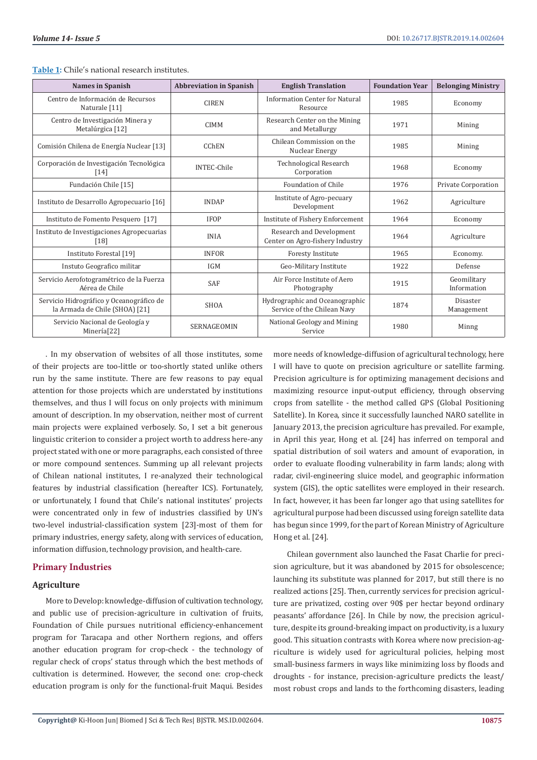**Table 1:** Chile's national research institutes.

| Names in Spanish | Abbreviation in Spanish | English Translation | Foundation Year | Belonging Ministry |
|---|---|---|---|---|
| Centro de Información de Recursos Naturale [11] | CIREN | Information Center for Natural Resource | 1985 | Economy |
| Centro de Investigación Minera y Metalúrgica [12] | CIMM | Research Center on the Mining and Metallurgy | 1971 | Mining |
| Comisión Chilena de Energía Nuclear [13] | CChEN | Chilean Commission on the Nuclear Energy | 1985 | Mining |
| Corporación de Investigación Tecnológica [14] | INTEC-Chile | Technological Research Corporation | 1968 | Economy |
| Fundación Chile [15] | | Foundation of Chile | 1976 | Private Corporation |
| Instituto de Desarrollo Agropecuario [16] | INDAP | Institute of Agro-pecuary Development | 1962 | Agriculture |
| Instituto de Fomento Pesquero [17] | IFOP | Institute of Fishery Enforcement | 1964 | Economy |
| Instituto de Investigaciones Agropecuarias [18] | INIA | Research and Development Center on Agro-fishery Industry | 1964 | Agriculture |
| Instituto Forestal [19] | INFOR | Foresty Institute | 1965 | Economy. |
| Instuto Geografico militar | IGM | Geo-Military Institute | 1922 | Defense |
| Servicio Aerofotogramétrico de la Fuerza Aérea de Chile | SAF | Air Force Institute of Aero Photography | 1915 | Geomilitary Information |
| Servicio Hidrográfico y Oceanográfico de la Armada de Chile (SHOA) [21] | SHOA | Hydrographic and Oceanographic Service of the Chilean Navy | 1874 | Disaster Management |
| Servicio Nacional de Geología y Minería[22] | SERNAGEOMIN | National Geology and Mining Service | 1980 | Minng |

. In my observation of websites of all those institutes, some of their projects are too-little or too-shortly stated unlike others run by the same institute. There are few reasons to pay equal attention for those projects which are understated by institutions themselves, and thus I will focus on only projects with minimum amount of description. In my observation, neither most of current main projects were explained verbosely. So, I set a bit generous linguistic criterion to consider a project worth to address here-any project stated with one or more paragraphs, each consisted of three or more compound sentences. Summing up all relevant projects of Chilean national institutes, I re-analyzed their technological features by industrial classification (hereafter ICS). Fortunately, or unfortunately, I found that Chile's national institutes' projects were concentrated only in few of industries classified by UN's two-level industrial-classification system [23]-most of them for primary industries, energy safety, along with services of education, information diffusion, technology provision, and health-care.

## Primary Industries

### Agriculture

More to Develop: knowledge-diffusion of cultivation technology, and public use of precision-agriculture in cultivation of fruits, Foundation of Chile pursues nutritional efficiency-enhancement program for Taracapa and other Northern regions, and offers another education program for crop-check - the technology of regular check of crops' status through which the best methods of cultivation is determined. However, the second one: crop-check education program is only for the functional-fruit Maqui. Besides more needs of knowledge-diffusion of agricultural technology, here I will have to quote on precision agriculture or satellite farming. Precision agriculture is for optimizing management decisions and maximizing resource input-output efficiency, through observing crops from satellite - the method called GPS (Global Positioning Satellite). In Korea, since it successfully launched NARO satellite in January 2013, the precision agriculture has prevailed. For example, in April this year, Hong et al. [24] has inferred on temporal and spatial distribution of soil waters and amount of evaporation, in order to evaluate flooding vulnerability in farm lands; along with radar, civil-engineering sluice model, and geographic information system (GIS), the optic satellites were employed in their research. In fact, however, it has been far longer ago that using satellites for agricultural purpose had been discussed using foreign satellite data has begun since 1999, for the part of Korean Ministry of Agriculture Hong et al. [24].

Chilean government also launched the Fasat Charlie for precision agriculture, but it was abandoned by 2015 for obsolescence; launching its substitute was planned for 2017, but still there is no realized actions [25]. Then, currently services for precision agriculture are privatized, costing over 90$ per hectar beyond ordinary peasants' affordance [26]. In Chile by now, the precision agriculture, despite its ground-breaking impact on productivity, is a luxury good. This situation contrasts with Korea where now precision-agriculture is widely used for agricultural policies, helping most small-business farmers in ways like minimizing loss by floods and droughts - for instance, precision-agriculture predicts the least/most robust crops and lands to the forthcoming disasters, leading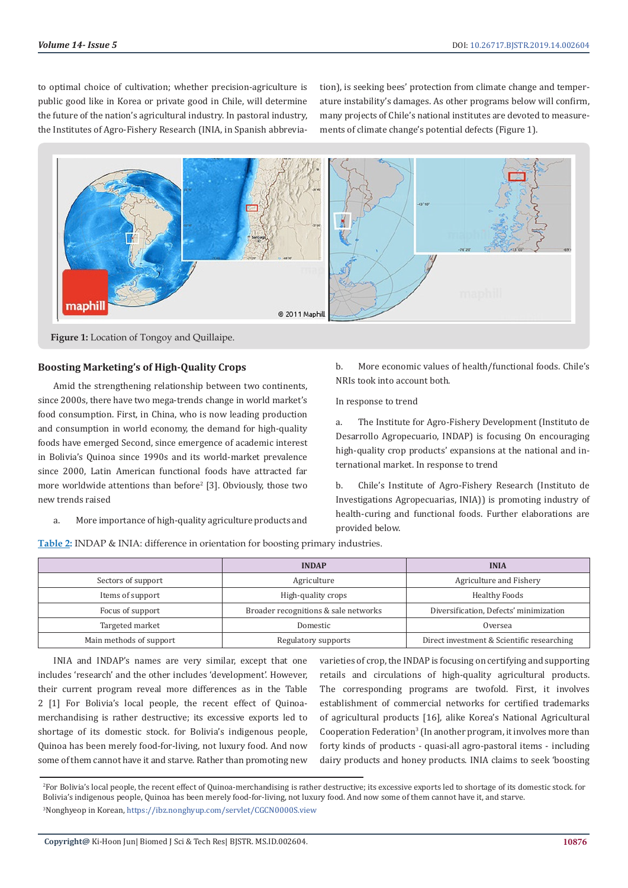to optimal choice of cultivation; whether precision-agriculture is public good like in Korea or private good in Chile, will determine the future of the nation's agricultural industry. In pastoral industry, the Institutes of Agro-Fishery Research (INIA, in Spanish abbreviation), is seeking bees' protection from climate change and temperature instability's damages. As other programs below will confirm, many projects of Chile's national institutes are devoted to measurements of climate change's potential defects (Figure 1).

**Figure 1:** Location of Tongoy and Quillaipe.

### Boosting Marketing's of High-Quality Crops

Amid the strengthening relationship between two continents, since 2000s, there have two mega-trends change in world market's food consumption. First, in China, who is now leading production and consumption in world economy, the demand for high-quality foods have emerged Second, since emergence of academic interest in Bolivia's Quinoa since 1990s and its world-market prevalence since 2000, Latin American functional foods have attracted far more worldwide attentions than before[2] [3]. Obviously, those two new trends raised

a. More importance of high-quality agriculture products and

b. More economic values of health/functional foods. Chile's NRIs took into account both.

In response to trend

a. The Institute for Agro-Fishery Development (Instituto de Desarrollo Agropecuario, INDAP) is focusing On encouraging high-quality crop products' expansions at the national and international market. In response to trend

b. Chile's Institute of Agro-Fishery Research (Instituto de Investigations Agropecuarias, INIA)) is promoting industry of health-curing and functional foods. Further elaborations are provided below.

**Table 2:** INDAP & INIA: difference in orientation for boosting primary industries.

| | INDAP | INIA |
|---|---|---|
| Sectors of support | Agriculture | Agriculture and Fishery |
| Items of support | High-quality crops | Healthy Foods |
| Focus of support | Broader recognitions & sale networks | Diversification, Defects' minimization |
| Targeted market | Domestic | Oversea |
| Main methods of support | Regulatory supports | Direct investment & Scientific researching |

INIA and INDAP's names are very similar, except that one includes 'research' and the other includes 'development'. However, their current program reveal more differences as in the Table 2 [1] For Bolivia's local people, the recent effect of Quinoa-merchandising is rather destructive; its excessive exports led to shortage of its domestic stock. For Bolivia's indigenous people, Quinoa has been merely food-for-living, not luxury food. And now some of them cannot have it and starve. Rather than promoting new varieties of crop, the INDAP is focusing on certifying and supporting retails and circulations of high-quality agricultural products. The corresponding programs are twofold. First, it involves establishment of commercial networks for certified trademarks of agricultural products [16], alike Korea's National Agricultural Cooperation Federation[3] (In another program, it involves more than forty kinds of products - quasi-all agro-pastoral items - including dairy products and honey products. INIA claims to seek 'boosting

[2]For Bolivia's local people, the recent effect of Quinoa-merchandising is rather destructive; its excessive exports led to shortage of its domestic stock. for Bolivia's indigenous people, Quinoa has been merely food-for-living, not luxury food. And now some of them cannot have it, and starve.

[3]Nonghyeop in Korean, https://ibz.nonghyup.com/servlet/CGCN0000S.view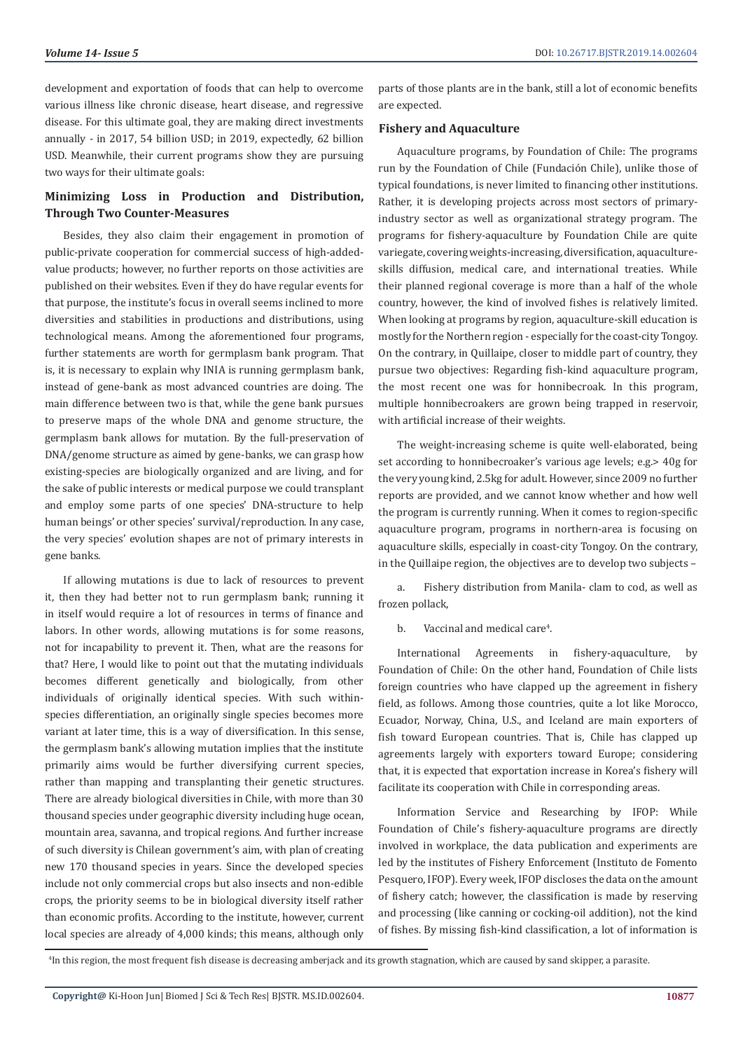development and exportation of foods that can help to overcome various illness like chronic disease, heart disease, and regressive disease. For this ultimate goal, they are making direct investments annually - in 2017, 54 billion USD; in 2019, expectedly, 62 billion USD. Meanwhile, their current programs show they are pursuing two ways for their ultimate goals:

### Minimizing Loss in Production and Distribution, Through Two Counter-Measures

Besides, they also claim their engagement in promotion of public-private cooperation for commercial success of high-added-value products; however, no further reports on those activities are published on their websites. Even if they do have regular events for that purpose, the institute's focus in overall seems inclined to more diversities and stabilities in productions and distributions, using technological means. Among the aforementioned four programs, further statements are worth for germplasm bank program. That is, it is necessary to explain why INIA is running germplasm bank, instead of gene-bank as most advanced countries are doing. The main difference between two is that, while the gene bank pursues to preserve maps of the whole DNA and genome structure, the germplasm bank allows for mutation. By the full-preservation of DNA/genome structure as aimed by gene-banks, we can grasp how existing-species are biologically organized and are living, and for the sake of public interests or medical purpose we could transplant and employ some parts of one species' DNA-structure to help human beings' or other species' survival/reproduction. In any case, the very species' evolution shapes are not of primary interests in gene banks.

If allowing mutations is due to lack of resources to prevent it, then they had better not to run germplasm bank; running it in itself would require a lot of resources in terms of finance and labors. In other words, allowing mutations is for some reasons, not for incapability to prevent it. Then, what are the reasons for that? Here, I would like to point out that the mutating individuals becomes different genetically and biologically, from other individuals of originally identical species. With such within-species differentiation, an originally single species becomes more variant at later time, this is a way of diversification. In this sense, the germplasm bank's allowing mutation implies that the institute primarily aims would be further diversifying current species, rather than mapping and transplanting their genetic structures. There are already biological diversities in Chile, with more than 30 thousand species under geographic diversity including huge ocean, mountain area, savanna, and tropical regions. And further increase of such diversity is Chilean government's aim, with plan of creating new 170 thousand species in years. Since the developed species include not only commercial crops but also insects and non-edible crops, the priority seems to be in biological diversity itself rather than economic profits. According to the institute, however, current local species are already of 4,000 kinds; this means, although only parts of those plants are in the bank, still a lot of economic benefits are expected.

### Fishery and Aquaculture

Aquaculture programs, by Foundation of Chile: The programs run by the Foundation of Chile (Fundación Chile), unlike those of typical foundations, is never limited to financing other institutions. Rather, it is developing projects across most sectors of primary-industry sector as well as organizational strategy program. The programs for fishery-aquaculture by Foundation Chile are quite variegate, covering weights-increasing, diversification, aquaculture-skills diffusion, medical care, and international treaties. While their planned regional coverage is more than a half of the whole country, however, the kind of involved fishes is relatively limited. When looking at programs by region, aquaculture-skill education is mostly for the Northern region - especially for the coast-city Tongoy. On the contrary, in Quillaipe, closer to middle part of country, they pursue two objectives: Regarding fish-kind aquaculture program, the most recent one was for honnibecroak. In this program, multiple honnibecroakers are grown being trapped in reservoir, with artificial increase of their weights.

The weight-increasing scheme is quite well-elaborated, being set according to honnibecroaker's various age levels; e.g.> 40g for the very young kind, 2.5kg for adult. However, since 2009 no further reports are provided, and we cannot know whether and how well the program is currently running. When it comes to region-specific aquaculture program, programs in northern-area is focusing on aquaculture skills, especially in coast-city Tongoy. On the contrary, in the Quillaipe region, the objectives are to develop two subjects –

a. Fishery distribution from Manila- clam to cod, as well as frozen pollack,

b. Vaccinal and medical care[4].

International Agreements in fishery-aquaculture, by Foundation of Chile: On the other hand, Foundation of Chile lists foreign countries who have clapped up the agreement in fishery field, as follows. Among those countries, quite a lot like Morocco, Ecuador, Norway, China, U.S., and Iceland are main exporters of fish toward European countries. That is, Chile has clapped up agreements largely with exporters toward Europe; considering that, it is expected that exportation increase in Korea's fishery will facilitate its cooperation with Chile in corresponding areas.

Information Service and Researching by IFOP: While Foundation of Chile's fishery-aquaculture programs are directly involved in workplace, the data publication and experiments are led by the institutes of Fishery Enforcement (Instituto de Fomento Pesquero, IFOP). Every week, IFOP discloses the data on the amount of fishery catch; however, the classification is made by reserving and processing (like canning or cocking-oil addition), not the kind of fishes. By missing fish-kind classification, a lot of information is

[4]In this region, the most frequent fish disease is decreasing amberjack and its growth stagnation, which are caused by sand skipper, a parasite.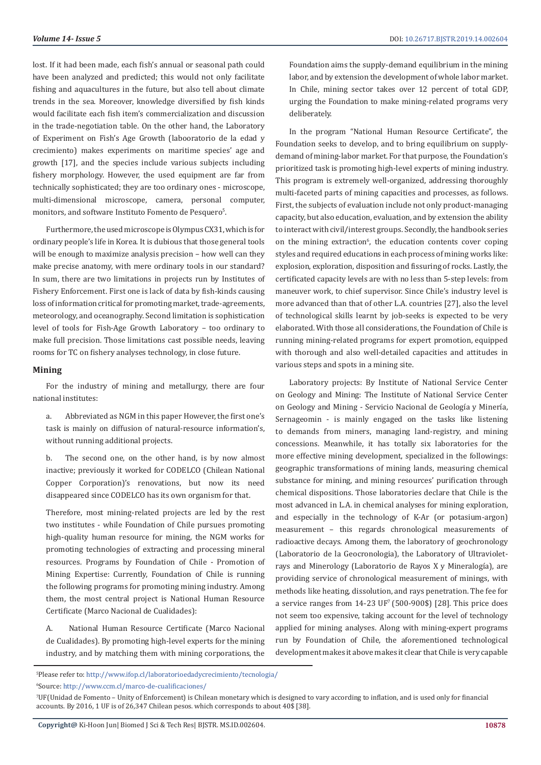lost. If it had been made, each fish's annual or seasonal path could have been analyzed and predicted; this would not only facilitate fishing and aquacultures in the future, but also tell about climate trends in the sea. Moreover, knowledge diversified by fish kinds would facilitate each fish item's commercialization and discussion in the trade-negotiation table. On the other hand, the Laboratory of Experiment on Fish's Age Growth (labooratorio de la edad y crecimiento) makes experiments on maritime species' age and growth [17], and the species include various subjects including fishery morphology. However, the used equipment are far from technically sophisticated; they are too ordinary ones - microscope, multi-dimensional microscope, camera, personal computer, monitors, and software Instituto Fomento de Pesquero[5].

Furthermore, the used microscope is Olympus CX31, which is for ordinary people's life in Korea. It is dubious that those general tools will be enough to maximize analysis precision – how well can they make precise anatomy, with mere ordinary tools in our standard? In sum, there are two limitations in projects run by Institutes of Fishery Enforcement. First one is lack of data by fish-kinds causing loss of information critical for promoting market, trade-agreements, meteorology, and oceanography. Second limitation is sophistication level of tools for Fish-Age Growth Laboratory – too ordinary to make full precision. Those limitations cast possible needs, leaving rooms for TC on fishery analyses technology, in close future.

### Mining

For the industry of mining and metallurgy, there are four national institutes:

a. Abbreviated as NGM in this paper However, the first one's task is mainly on diffusion of natural-resource information's, without running additional projects.

b. The second one, on the other hand, is by now almost inactive; previously it worked for CODELCO (Chilean National Copper Corporation)'s renovations, but now its need disappeared since CODELCO has its own organism for that.

Therefore, most mining-related projects are led by the rest two institutes - while Foundation of Chile pursues promoting high-quality human resource for mining, the NGM works for promoting technologies of extracting and processing mineral resources. Programs by Foundation of Chile - Promotion of Mining Expertise: Currently, Foundation of Chile is running the following programs for promoting mining industry. Among them, the most central project is National Human Resource Certificate (Marco Nacional de Cualidades):

A. National Human Resource Certificate (Marco Nacional de Cualidades). By promoting high-level experts for the mining industry, and by matching them with mining corporations, the Foundation aims the supply-demand equilibrium in the mining labor, and by extension the development of whole labor market. In Chile, mining sector takes over 12 percent of total GDP, urging the Foundation to make mining-related programs very deliberately.

In the program "National Human Resource Certificate", the Foundation seeks to develop, and to bring equilibrium on supply-demand of mining-labor market. For that purpose, the Foundation's prioritized task is promoting high-level experts of mining industry. This program is extremely well-organized, addressing thoroughly multi-faceted parts of mining capacities and processes, as follows. First, the subjects of evaluation include not only product-managing capacity, but also education, evaluation, and by extension the ability to interact with civil/interest groups. Secondly, the handbook series on the mining extraction[6], the education contents cover coping styles and required educations in each process of mining works like: explosion, exploration, disposition and fissuring of rocks. Lastly, the certificated capacity levels are with no less than 5-step levels: from maneuver work, to chief supervisor. Since Chile's industry level is more advanced than that of other L.A. countries [27], also the level of technological skills learnt by job-seeks is expected to be very elaborated. With those all considerations, the Foundation of Chile is running mining-related programs for expert promotion, equipped with thorough and also well-detailed capacities and attitudes in various steps and spots in a mining site.

Laboratory projects: By Institute of National Service Center on Geology and Mining: The Institute of National Service Center on Geology and Mining - Servicio Nacional de Geología y Minería, Sernageomin - is mainly engaged on the tasks like listening to demands from miners, managing land-registry, and mining concessions. Meanwhile, it has totally six laboratories for the more effective mining development, specialized in the followings: geographic transformations of mining lands, measuring chemical substance for mining, and mining resources' purification through chemical dispositions. Those laboratories declare that Chile is the most advanced in L.A. in chemical analyses for mining exploration, and especially in the technology of K-Ar (or potasium-argon) measurement – this regards chronological measurements of radioactive decays. Among them, the laboratory of geochronology (Laboratorio de la Geocronologia), the Laboratory of Ultraviolet-rays and Minerology (Laboratorio de Rayos X y Mineralogía), are providing service of chronological measurement of minings, with methods like heating, dissolution, and rays penetration. The fee for a service ranges from 14-23 UF[7] (500-900$) [28]. This price does not seem too expensive, taking account for the level of technology applied for mining analyses. Along with mining-expert programs run by Foundation of Chile, the aforementioned technological development makes it above makes it clear that Chile is very capable

---

[5]Please refer to: http://www.ifop.cl/laboratorioedadycrecimiento/tecnologia/

[6]Source: http://www.ccm.cl/marco-de-cualificaciones/

[7]UF(Unidad de Fomento – Unity of Enforcement) is Chilean monetary which is designed to vary according to inflation, and is used only for financial accounts. By 2016, 1 UF is of 26,347 Chilean pesos. which corresponds to about 40$ [38].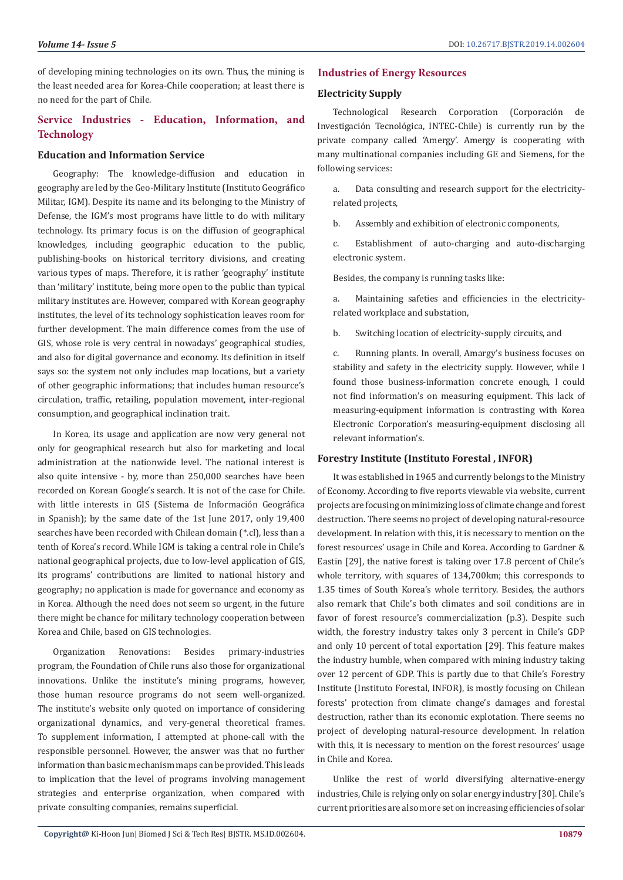of developing mining technologies on its own. Thus, the mining is the least needed area for Korea-Chile cooperation; at least there is no need for the part of Chile.

## Service Industries - Education, Information, and Technology

### Education and Information Service

Geography: The knowledge-diffusion and education in geography are led by the Geo-Military Institute (Instituto Geográfico Militar, IGM). Despite its name and its belonging to the Ministry of Defense, the IGM's most programs have little to do with military technology. Its primary focus is on the diffusion of geographical knowledges, including geographic education to the public, publishing-books on historical territory divisions, and creating various types of maps. Therefore, it is rather 'geography' institute than 'military' institute, being more open to the public than typical military institutes are. However, compared with Korean geography institutes, the level of its technology sophistication leaves room for further development. The main difference comes from the use of GIS, whose role is very central in nowadays' geographical studies, and also for digital governance and economy. Its definition in itself says so: the system not only includes map locations, but a variety of other geographic informations; that includes human resource's circulation, traffic, retailing, population movement, inter-regional consumption, and geographical inclination trait.

In Korea, its usage and application are now very general not only for geographical research but also for marketing and local administration at the nationwide level. The national interest is also quite intensive - by, more than 250,000 searches have been recorded on Korean Google's search. It is not of the case for Chile. with little interests in GIS (Sistema de Información Geográfica in Spanish); by the same date of the 1st June 2017, only 19,400 searches have been recorded with Chilean domain (*.cl), less than a tenth of Korea's record. While IGM is taking a central role in Chile's national geographical projects, due to low-level application of GIS, its programs' contributions are limited to national history and geography; no application is made for governance and economy as in Korea. Although the need does not seem so urgent, in the future there might be chance for military technology cooperation between Korea and Chile, based on GIS technologies.

Organization Renovations: Besides primary-industries program, the Foundation of Chile runs also those for organizational innovations. Unlike the institute's mining programs, however, those human resource programs do not seem well-organized. The institute's website only quoted on importance of considering organizational dynamics, and very-general theoretical frames. To supplement information, I attempted at phone-call with the responsible personnel. However, the answer was that no further information than basic mechanism maps can be provided. This leads to implication that the level of programs involving management strategies and enterprise organization, when compared with private consulting companies, remains superficial.

## Industries of Energy Resources

### Electricity Supply

Technological Research Corporation (Corporación de Investigación Tecnológica, INTEC-Chile) is currently run by the private company called 'Amergy'. Amergy is cooperating with many multinational companies including GE and Siemens, for the following services:

a. Data consulting and research support for the electricity-related projects,

b. Assembly and exhibition of electronic components,

c. Establishment of auto-charging and auto-discharging electronic system.

Besides, the company is running tasks like:

a. Maintaining safeties and efficiencies in the electricity-related workplace and substation,

b. Switching location of electricity-supply circuits, and

c. Running plants. In overall, Amargy's business focuses on stability and safety in the electricity supply. However, while I found those business-information concrete enough, I could not find information's on measuring equipment. This lack of measuring-equipment information is contrasting with Korea Electronic Corporation's measuring-equipment disclosing all relevant information's.

### Forestry Institute (Instituto Forestal , INFOR)

It was established in 1965 and currently belongs to the Ministry of Economy. According to five reports viewable via website, current projects are focusing on minimizing loss of climate change and forest destruction. There seems no project of developing natural-resource development. In relation with this, it is necessary to mention on the forest resources' usage in Chile and Korea. According to Gardner & Eastin [29], the native forest is taking over 17.8 percent of Chile's whole territory, with squares of 134,700km; this corresponds to 1.35 times of South Korea's whole territory. Besides, the authors also remark that Chile's both climates and soil conditions are in favor of forest resource's commercialization (p.3). Despite such width, the forestry industry takes only 3 percent in Chile's GDP and only 10 percent of total exportation [29]. This feature makes the industry humble, when compared with mining industry taking over 12 percent of GDP. This is partly due to that Chile's Forestry Institute (Instituto Forestal, INFOR), is mostly focusing on Chilean forests' protection from climate change's damages and forestal destruction, rather than its economic explotation. There seems no project of developing natural-resource development. In relation with this, it is necessary to mention on the forest resources' usage in Chile and Korea.

Unlike the rest of world diversifying alternative-energy industries, Chile is relying only on solar energy industry [30]. Chile's current priorities are also more set on increasing efficiencies of solar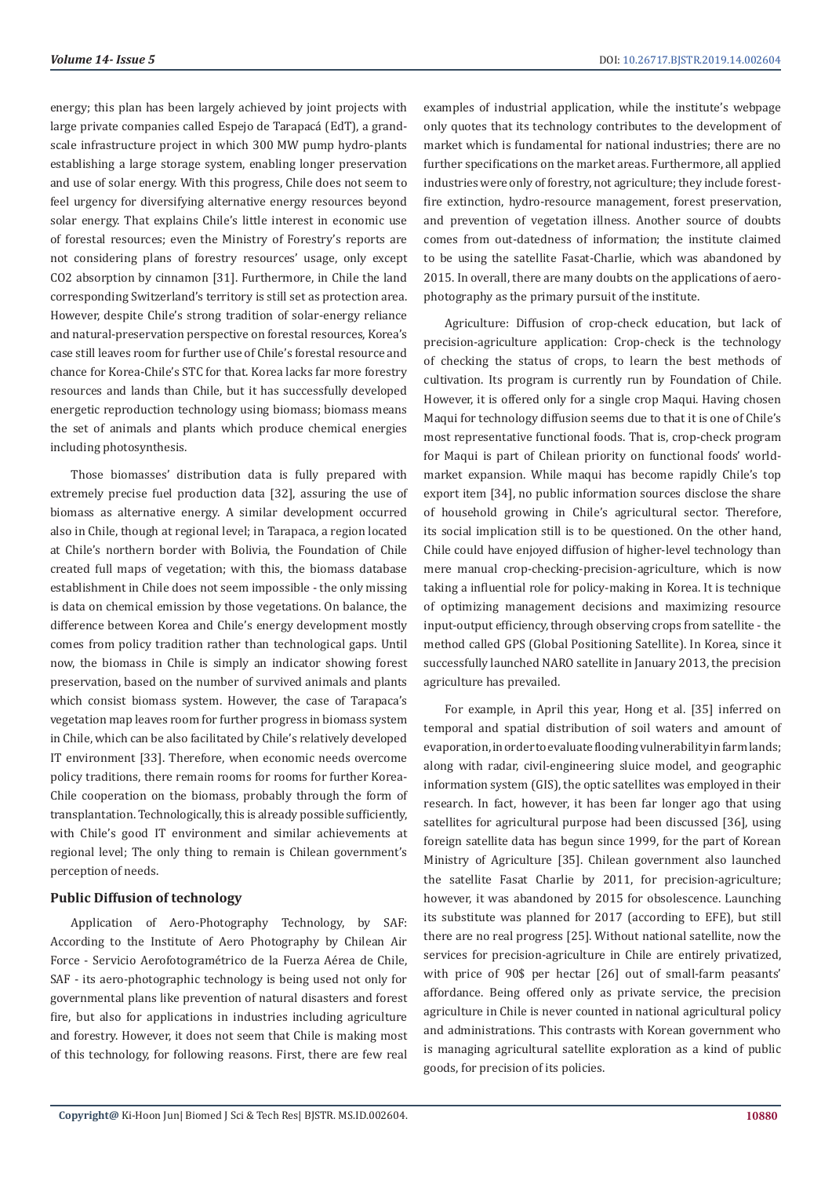energy; this plan has been largely achieved by joint projects with large private companies called Espejo de Tarapacá (EdT), a grand-scale infrastructure project in which 300 MW pump hydro-plants establishing a large storage system, enabling longer preservation and use of solar energy. With this progress, Chile does not seem to feel urgency for diversifying alternative energy resources beyond solar energy. That explains Chile's little interest in economic use of forestal resources; even the Ministry of Forestry's reports are not considering plans of forestry resources' usage, only except CO2 absorption by cinnamon [31]. Furthermore, in Chile the land corresponding Switzerland's territory is still set as protection area. However, despite Chile's strong tradition of solar-energy reliance and natural-preservation perspective on forestal resources, Korea's case still leaves room for further use of Chile's forestal resource and chance for Korea-Chile's STC for that. Korea lacks far more forestry resources and lands than Chile, but it has successfully developed energetic reproduction technology using biomass; biomass means the set of animals and plants which produce chemical energies including photosynthesis.

Those biomasses' distribution data is fully prepared with extremely precise fuel production data [32], assuring the use of biomass as alternative energy. A similar development occurred also in Chile, though at regional level; in Tarapaca, a region located at Chile's northern border with Bolivia, the Foundation of Chile created full maps of vegetation; with this, the biomass database establishment in Chile does not seem impossible - the only missing is data on chemical emission by those vegetations. On balance, the difference between Korea and Chile's energy development mostly comes from policy tradition rather than technological gaps. Until now, the biomass in Chile is simply an indicator showing forest preservation, based on the number of survived animals and plants which consist biomass system. However, the case of Tarapaca's vegetation map leaves room for further progress in biomass system in Chile, which can be also facilitated by Chile's relatively developed IT environment [33]. Therefore, when economic needs overcome policy traditions, there remain rooms for rooms for further Korea-Chile cooperation on the biomass, probably through the form of transplantation. Technologically, this is already possible sufficiently, with Chile's good IT environment and similar achievements at regional level; The only thing to remain is Chilean government's perception of needs.

## Public Diffusion of technology

Application of Aero-Photography Technology, by SAF: According to the Institute of Aero Photography by Chilean Air Force - Servicio Aerofotogramétrico de la Fuerza Aérea de Chile, SAF - its aero-photographic technology is being used not only for governmental plans like prevention of natural disasters and forest fire, but also for applications in industries including agriculture and forestry. However, it does not seem that Chile is making most of this technology, for following reasons. First, there are few real examples of industrial application, while the institute's webpage only quotes that its technology contributes to the development of market which is fundamental for national industries; there are no further specifications on the market areas. Furthermore, all applied industries were only of forestry, not agriculture; they include forest-fire extinction, hydro-resource management, forest preservation, and prevention of vegetation illness. Another source of doubts comes from out-datedness of information; the institute claimed to be using the satellite Fasat-Charlie, which was abandoned by 2015. In overall, there are many doubts on the applications of aero-photography as the primary pursuit of the institute.

Agriculture: Diffusion of crop-check education, but lack of precision-agriculture application: Crop-check is the technology of checking the status of crops, to learn the best methods of cultivation. Its program is currently run by Foundation of Chile. However, it is offered only for a single crop Maqui. Having chosen Maqui for technology diffusion seems due to that it is one of Chile's most representative functional foods. That is, crop-check program for Maqui is part of Chilean priority on functional foods' world-market expansion. While maqui has become rapidly Chile's top export item [34], no public information sources disclose the share of household growing in Chile's agricultural sector. Therefore, its social implication still is to be questioned. On the other hand, Chile could have enjoyed diffusion of higher-level technology than mere manual crop-checking-precision-agriculture, which is now taking a influential role for policy-making in Korea. It is technique of optimizing management decisions and maximizing resource input-output efficiency, through observing crops from satellite - the method called GPS (Global Positioning Satellite). In Korea, since it successfully launched NARO satellite in January 2013, the precision agriculture has prevailed.

For example, in April this year, Hong et al. [35] inferred on temporal and spatial distribution of soil waters and amount of evaporation, in order to evaluate flooding vulnerability in farm lands; along with radar, civil-engineering sluice model, and geographic information system (GIS), the optic satellites was employed in their research. In fact, however, it has been far longer ago that using satellites for agricultural purpose had been discussed [36], using foreign satellite data has begun since 1999, for the part of Korean Ministry of Agriculture [35]. Chilean government also launched the satellite Fasat Charlie by 2011, for precision-agriculture; however, it was abandoned by 2015 for obsolescence. Launching its substitute was planned for 2017 (according to EFE), but still there are no real progress [25]. Without national satellite, now the services for precision-agriculture in Chile are entirely privatized, with price of 90$ per hectar [26] out of small-farm peasants' affordance. Being offered only as private service, the precision agriculture in Chile is never counted in national agricultural policy and administrations. This contrasts with Korean government who is managing agricultural satellite exploration as a kind of public goods, for precision of its policies.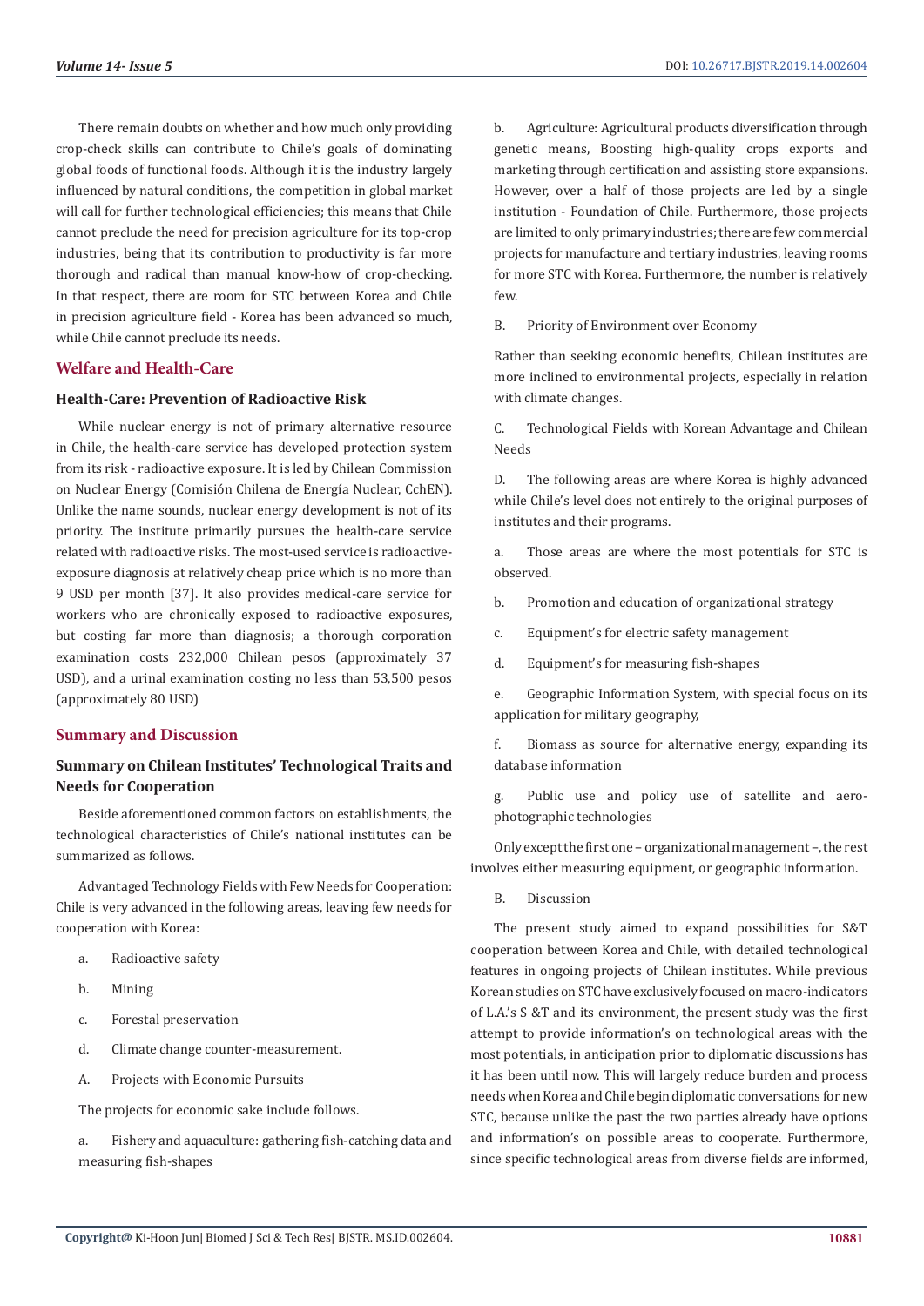There remain doubts on whether and how much only providing crop-check skills can contribute to Chile's goals of dominating global foods of functional foods. Although it is the industry largely influenced by natural conditions, the competition in global market will call for further technological efficiencies; this means that Chile cannot preclude the need for precision agriculture for its top-crop industries, being that its contribution to productivity is far more thorough and radical than manual know-how of crop-checking. In that respect, there are room for STC between Korea and Chile in precision agriculture field - Korea has been advanced so much, while Chile cannot preclude its needs.

## Welfare and Health-Care

### Health-Care: Prevention of Radioactive Risk

While nuclear energy is not of primary alternative resource in Chile, the health-care service has developed protection system from its risk - radioactive exposure. It is led by Chilean Commission on Nuclear Energy (Comisión Chilena de Energía Nuclear, CchEN). Unlike the name sounds, nuclear energy development is not of its priority. The institute primarily pursues the health-care service related with radioactive risks. The most-used service is radioactive-exposure diagnosis at relatively cheap price which is no more than 9 USD per month [37]. It also provides medical-care service for workers who are chronically exposed to radioactive exposures, but costing far more than diagnosis; a thorough corporation examination costs 232,000 Chilean pesos (approximately 37 USD), and a urinal examination costing no less than 53,500 pesos (approximately 80 USD)

## Summary and Discussion

### Summary on Chilean Institutes' Technological Traits and Needs for Cooperation

Beside aforementioned common factors on establishments, the technological characteristics of Chile's national institutes can be summarized as follows.

Advantaged Technology Fields with Few Needs for Cooperation: Chile is very advanced in the following areas, leaving few needs for cooperation with Korea:

a. Radioactive safety

b. Mining

c. Forestal preservation

d. Climate change counter-measurement.

A. Projects with Economic Pursuits

The projects for economic sake include follows.

a. Fishery and aquaculture: gathering fish-catching data and measuring fish-shapes

b. Agriculture: Agricultural products diversification through genetic means, Boosting high-quality crops exports and marketing through certification and assisting store expansions. However, over a half of those projects are led by a single institution - Foundation of Chile. Furthermore, those projects are limited to only primary industries; there are few commercial projects for manufacture and tertiary industries, leaving rooms for more STC with Korea. Furthermore, the number is relatively few.

B. Priority of Environment over Economy

Rather than seeking economic benefits, Chilean institutes are more inclined to environmental projects, especially in relation with climate changes.

C. Technological Fields with Korean Advantage and Chilean Needs

D. The following areas are where Korea is highly advanced while Chile's level does not entirely to the original purposes of institutes and their programs.

a. Those areas are where the most potentials for STC is observed.

b. Promotion and education of organizational strategy

c. Equipment's for electric safety management

d. Equipment's for measuring fish-shapes

e. Geographic Information System, with special focus on its application for military geography,

f. Biomass as source for alternative energy, expanding its database information

g. Public use and policy use of satellite and aero-photographic technologies

Only except the first one – organizational management –, the rest involves either measuring equipment, or geographic information.

B. Discussion

The present study aimed to expand possibilities for S&T cooperation between Korea and Chile, with detailed technological features in ongoing projects of Chilean institutes. While previous Korean studies on STC have exclusively focused on macro-indicators of L.A.'s S &T and its environment, the present study was the first attempt to provide information's on technological areas with the most potentials, in anticipation prior to diplomatic discussions has it has been until now. This will largely reduce burden and process needs when Korea and Chile begin diplomatic conversations for new STC, because unlike the past the two parties already have options and information's on possible areas to cooperate. Furthermore, since specific technological areas from diverse fields are informed,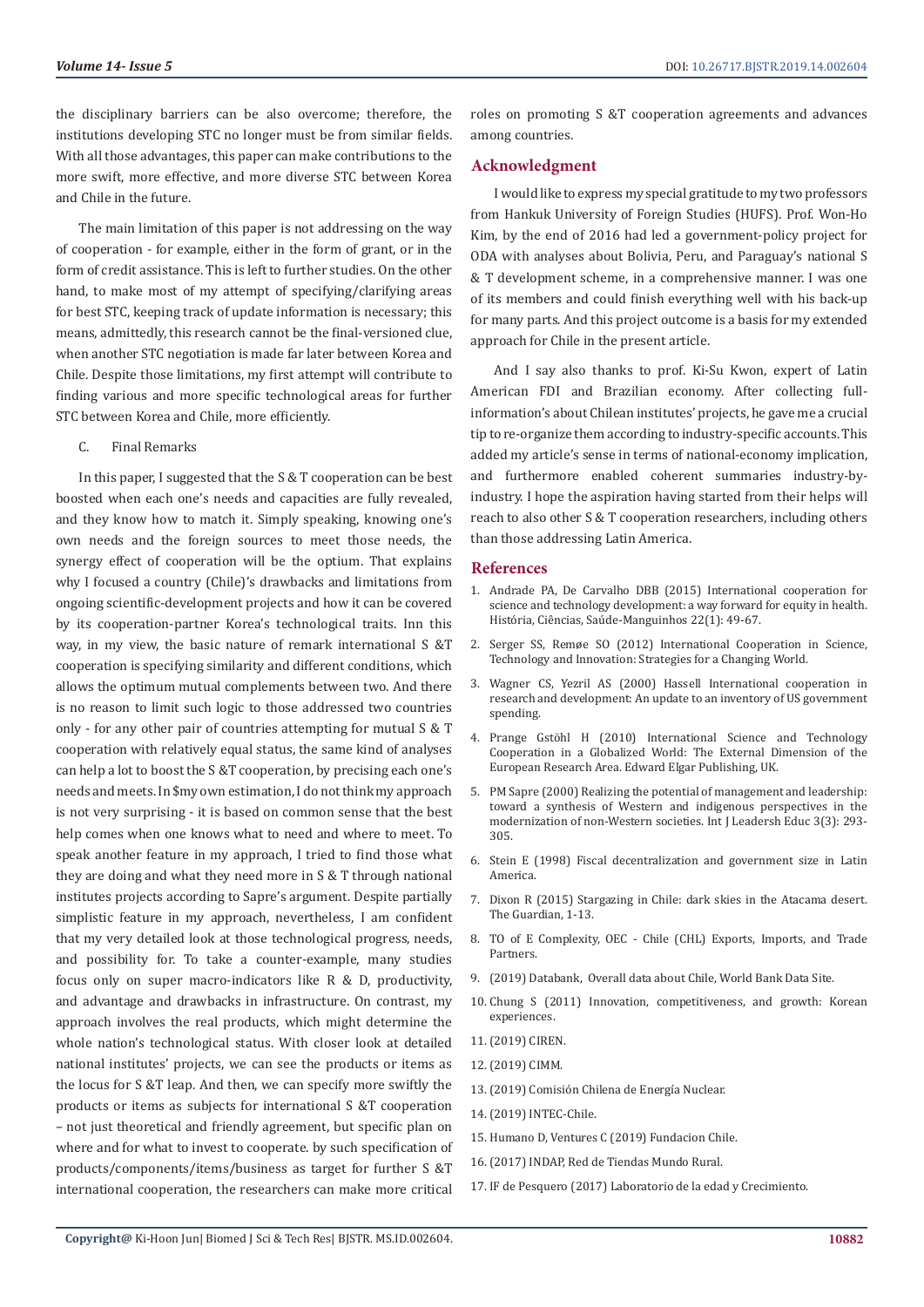the disciplinary barriers can be also overcome; therefore, the institutions developing STC no longer must be from similar fields. With all those advantages, this paper can make contributions to the more swift, more effective, and more diverse STC between Korea and Chile in the future.

The main limitation of this paper is not addressing on the way of cooperation - for example, either in the form of grant, or in the form of credit assistance. This is left to further studies. On the other hand, to make most of my attempt of specifying/clarifying areas for best STC, keeping track of update information is necessary; this means, admittedly, this research cannot be the final-versioned clue, when another STC negotiation is made far later between Korea and Chile. Despite those limitations, my first attempt will contribute to finding various and more specific technological areas for further STC between Korea and Chile, more efficiently.

C. Final Remarks

In this paper, I suggested that the S & T cooperation can be best boosted when each one's needs and capacities are fully revealed, and they know how to match it. Simply speaking, knowing one's own needs and the foreign sources to meet those needs, the synergy effect of cooperation will be the optium. That explains why I focused a country (Chile)'s drawbacks and limitations from ongoing scientific-development projects and how it can be covered by its cooperation-partner Korea's technological traits. Inn this way, in my view, the basic nature of remark international S &T cooperation is specifying similarity and different conditions, which allows the optimum mutual complements between two. And there is no reason to limit such logic to those addressed two countries only - for any other pair of countries attempting for mutual S & T cooperation with relatively equal status, the same kind of analyses can help a lot to boost the S &T cooperation, by precising each one's needs and meets. In $my own estimation, I do not think my approach is not very surprising - it is based on common sense that the best help comes when one knows what to need and where to meet. To speak another feature in my approach, I tried to find those what they are doing and what they need more in S & T through national institutes projects according to Sapre's argument. Despite partially simplistic feature in my approach, nevertheless, I am confident that my very detailed look at those technological progress, needs, and possibility for. To take a counter-example, many studies focus only on super macro-indicators like R & D, productivity, and advantage and drawbacks in infrastructure. On contrast, my approach involves the real products, which might determine the whole nation's technological status. With closer look at detailed national institutes' projects, we can see the products or items as the locus for S &T leap. And then, we can specify more swiftly the products or items as subjects for international S &T cooperation – not just theoretical and friendly agreement, but specific plan on where and for what to invest to cooperate. by such specification of products/components/items/business as target for further S &T international cooperation, the researchers can make more critical roles on promoting S &T cooperation agreements and advances among countries.

## Acknowledgment

I would like to express my special gratitude to my two professors from Hankuk University of Foreign Studies (HUFS). Prof. Won-Ho Kim, by the end of 2016 had led a government-policy project for ODA with analyses about Bolivia, Peru, and Paraguay's national S & T development scheme, in a comprehensive manner. I was one of its members and could finish everything well with his back-up for many parts. And this project outcome is a basis for my extended approach for Chile in the present article.

And I say also thanks to prof. Ki-Su Kwon, expert of Latin American FDI and Brazilian economy. After collecting full-information's about Chilean institutes' projects, he gave me a crucial tip to re-organize them according to industry-specific accounts. This added my article's sense in terms of national-economy implication, and furthermore enabled coherent summaries industry-by-industry. I hope the aspiration having started from their helps will reach to also other S & T cooperation researchers, including others than those addressing Latin America.

## References

1. Andrade PA, De Carvalho DBB (2015) International cooperation for science and technology development: a way forward for equity in health. História, Ciências, Saúde-Manguinhos 22(1): 49-67.
2. Serger SS, Remøe SO (2012) International Cooperation in Science, Technology and Innovation: Strategies for a Changing World.
3. Wagner CS, Yezril AS (2000) Hassell International cooperation in research and development: An update to an inventory of US government spending.
4. Prange Gstöhl H (2010) International Science and Technology Cooperation in a Globalized World: The External Dimension of the European Research Area. Edward Elgar Publishing, UK.
5. PM Sapre (2000) Realizing the potential of management and leadership: toward a synthesis of Western and indigenous perspectives in the modernization of non-Western societies. Int J Leadersh Educ 3(3): 293-305.
6. Stein E (1998) Fiscal decentralization and government size in Latin America.
7. Dixon R (2015) Stargazing in Chile: dark skies in the Atacama desert. The Guardian, 1-13.
8. TO of E Complexity, OEC - Chile (CHL) Exports, Imports, and Trade Partners.
9. (2019) Databank, Overall data about Chile, World Bank Data Site.
10. Chung S (2011) Innovation, competitiveness, and growth: Korean experiences.
11. (2019) CIREN.
12. (2019) CIMM.
13. (2019) Comisión Chilena de Energía Nuclear.
14. (2019) INTEC-Chile.
15. Humano D, Ventures C (2019) Fundacion Chile.
16. (2017) INDAP, Red de Tiendas Mundo Rural.
17. IF de Pesquero (2017) Laboratorio de la edad y Crecimiento.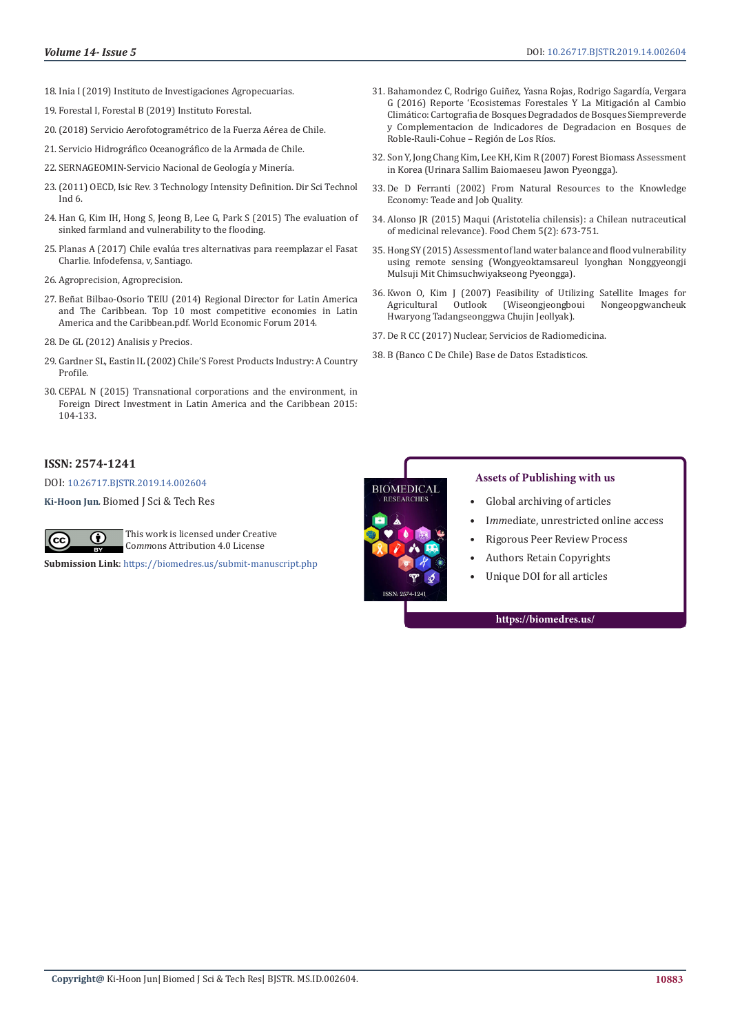18. Inia I (2019) Instituto de Investigaciones Agropecuarias.

19. Forestal I, Forestal B (2019) Instituto Forestal.

20. (2018) Servicio Aerofotogramétrico de la Fuerza Aérea de Chile.

21. Servicio Hidrográfico Oceanográfico de la Armada de Chile.

22. SERNAGEOMIN-Servicio Nacional de Geología y Minería.

23. (2011) OECD, Isic Rev. 3 Technology Intensity Definition. Dir Sci Technol Ind 6.

24. Han G, Kim IH, Hong S, Jeong B, Lee G, Park S (2015) The evaluation of sinked farmland and vulnerability to the flooding.

25. Planas A (2017) Chile evalúa tres alternativas para reemplazar el Fasat Charlie. Infodefensa, v, Santiago.

26. Agroprecision, Agroprecision.

27. Beñat Bilbao-Osorio TEIU (2014) Regional Director for Latin America and The Caribbean. Top 10 most competitive economies in Latin America and the Caribbean.pdf. World Economic Forum 2014.

28. De GL (2012) Analisis y Precios.

29. Gardner SL, Eastin IL (2002) Chile'S Forest Products Industry: A Country Profile.

30. CEPAL N (2015) Transnational corporations and the environment, in Foreign Direct Investment in Latin America and the Caribbean 2015: 104-133.

31. Bahamondez C, Rodrigo Guiñez, Yasna Rojas, Rodrigo Sagardía, Vergara G (2016) Reporte 'Ecosistemas Forestales Y La Mitigación al Cambio Climático: Cartografia de Bosques Degradados de Bosques Siempreverde y Complementacion de Indicadores de Degradacion en Bosques de Roble-Rauli-Cohue – Región de Los Ríos.

32. Son Y, Jong Chang Kim, Lee KH, Kim R (2007) Forest Biomass Assessment in Korea (Urinara Sallim Baiomaeseu Jawon Pyeongga).

33. De D Ferranti (2002) From Natural Resources to the Knowledge Economy: Teade and Job Quality.

34. Alonso JR (2015) Maqui (Aristotelia chilensis): a Chilean nutraceutical of medicinal relevance). Food Chem 5(2): 673-751.

35. Hong SY (2015) Assessment of land water balance and flood vulnerability using remote sensing (Wongyeoktamsareul Iyonghan Nonggyeongji Mulsuji Mit Chimsuchwiyakseong Pyeongga).

36. Kwon O, Kim J (2007) Feasibility of Utilizing Satellite Images for Agricultural Outlook (Wiseongjeongboui Nongeopgwancheuk Hwaryong Tadangseonggwa Chujin Jeollyak).

37. De R CC (2017) Nuclear, Servicios de Radiomedicina.

38. B (Banco C De Chile) Base de Datos Estadisticos.

**ISSN: 2574-1241**

DOI: 10.26717.BJSTR.2019.14.002604

**Ki-Hoon Jun.** Biomed J Sci & Tech Res

This work is licensed under Creative Commons Attribution 4.0 License

**Submission Link**: https://biomedres.us/submit-manuscript.php

**Assets of Publishing with us**

- Global archiving of articles
- Immediate, unrestricted online access
- Rigorous Peer Review Process
- Authors Retain Copyrights
- Unique DOI for all articles

https://biomedres.us/